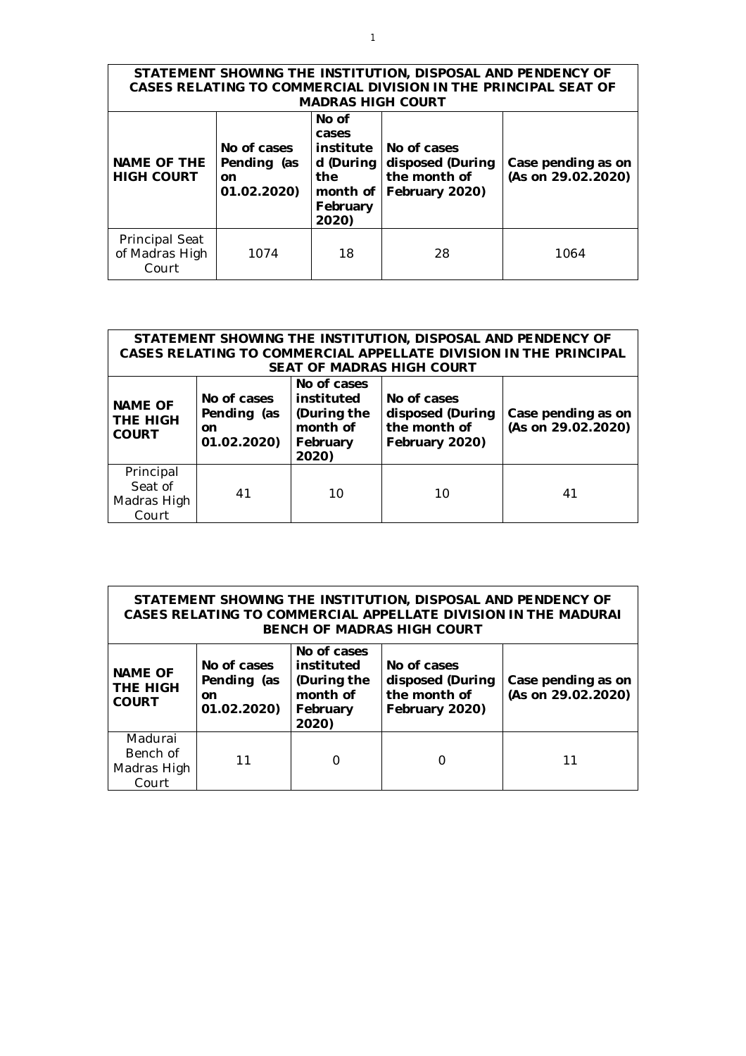| STATEMENT SHOWING THE INSTITUTION, DISPOSAL AND PENDENCY OF CASES RELATING TO COMMERCIAL DIVISION IN THE PRINCIPAL SEAT OF MADRAS HIGH COURT | | | | |
|---|---|---|---|---|
| **NAME OF THE HIGH COURT** | **No of cases Pending (as on 01.02.2020)** | **No of cases instituted (During the month of February 2020)** | **No of cases disposed (During the month of February 2020)** | **Case pending as on (As on 29.02.2020)** |
| Principal Seat of Madras High Court | 1074 | 18 | 28 | 1064 |

| STATEMENT SHOWING THE INSTITUTION, DISPOSAL AND PENDENCY OF CASES RELATING TO COMMERCIAL APPELLATE DIVISION IN THE PRINCIPAL SEAT OF MADRAS HIGH COURT | | | | |
|---|---|---|---|---|
| **NAME OF THE HIGH COURT** | **No of cases Pending (as on 01.02.2020)** | **No of cases instituted (During the month of February 2020)** | **No of cases disposed (During the month of February 2020)** | **Case pending as on (As on 29.02.2020)** |
| Principal Seat of Madras High Court | 41 | 10 | 10 | 41 |

| STATEMENT SHOWING THE INSTITUTION, DISPOSAL AND PENDENCY OF CASES RELATING TO COMMERCIAL APPELLATE DIVISION IN THE MADURAI BENCH OF MADRAS HIGH COURT | | | | |
|---|---|---|---|---|
| **NAME OF THE HIGH COURT** | **No of cases Pending (as on 01.02.2020)** | **No of cases instituted (During the month of February 2020)** | **No of cases disposed (During the month of February 2020)** | **Case pending as on (As on 29.02.2020)** |
| Madurai Bench of Madras High Court | 11 | 0 | 0 | 11 |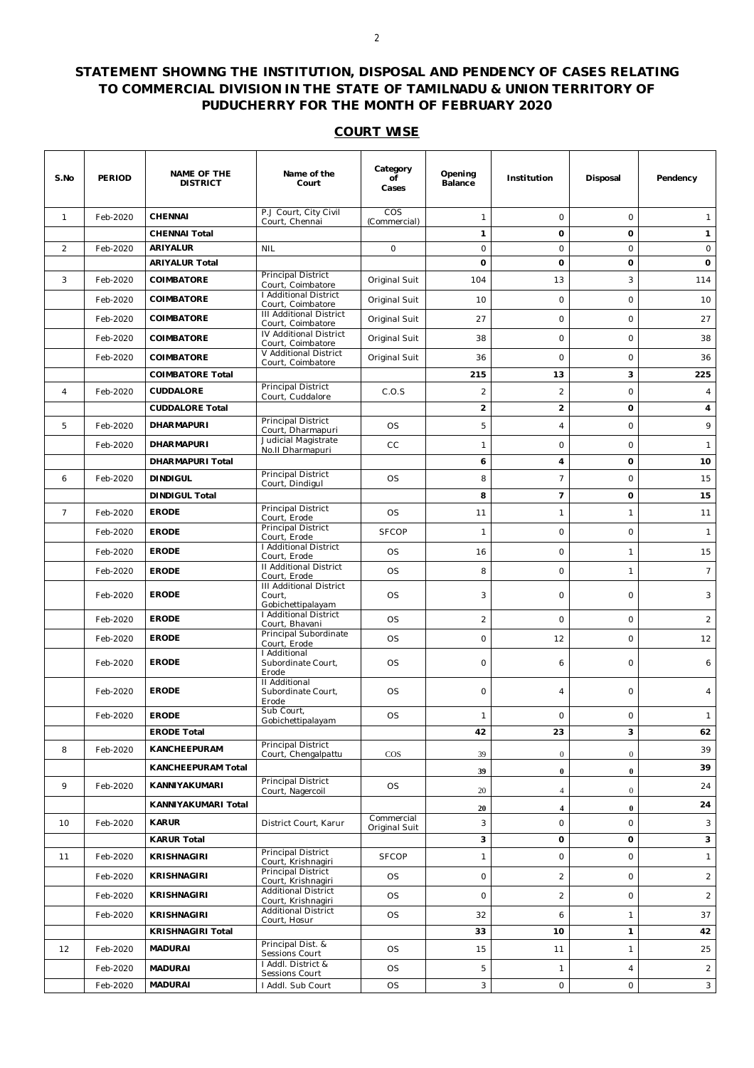**STATEMENT SHOWING THE INSTITUTION, DISPOSAL AND PENDENCY OF CASES RELATING TO COMMERCIAL DIVISION IN THE STATE OF TAMILNADU & UNION TERRITORY OF PUDUCHERRY FOR THE MONTH OF FEBRUARY 2020**

**COURT WISE**

| S.No | PERIOD | NAME OF THE DISTRICT | Name of the Court | Category of Cases | Opening Balance | Institution | Disposal | Pendency |
|---|---|---|---|---|---|---|---|---|
| 1 | Feb-2020 | CHENNAI | P.J Court, City Civil Court, Chennai | COS (Commercial) | 1 | 0 | 0 | 1 |
| | | **CHENNAI Total** | | | **1** | **0** | **0** | **1** |
| 2 | Feb-2020 | ARIYALUR | NIL | 0 | 0 | 0 | 0 | 0 |
| | | **ARIYALUR Total** | | | **0** | **0** | **0** | **0** |
| 3 | Feb-2020 | COIMBATORE | Principal District Court, Coimbatore | Original Suit | 104 | 13 | 3 | 114 |
| | Feb-2020 | COIMBATORE | I Additional District Court, Coimbatore | Original Suit | 10 | 0 | 0 | 10 |
| | Feb-2020 | COIMBATORE | III Additional District Court, Coimbatore | Original Suit | 27 | 0 | 0 | 27 |
| | Feb-2020 | COIMBATORE | IV Additional District Court, Coimbatore | Original Suit | 38 | 0 | 0 | 38 |
| | Feb-2020 | COIMBATORE | V Additional District Court, Coimbatore | Original Suit | 36 | 0 | 0 | 36 |
| | | **COIMBATORE Total** | | | **215** | **13** | **3** | **225** |
| 4 | Feb-2020 | CUDDALORE | Principal District Court, Cuddalore | C.O.S | 2 | 2 | 0 | 4 |
| | | **CUDDALORE Total** | | | **2** | **2** | **0** | **4** |
| 5 | Feb-2020 | DHARMAPURI | Principal District Court, Dharmapuri | OS | 5 | 4 | 0 | 9 |
| | Feb-2020 | DHARMAPURI | Judicial Magistrate No.II Dharmapuri | CC | 1 | 0 | 0 | 1 |
| | | **DHARMAPURI Total** | | | **6** | **4** | **0** | **10** |
| 6 | Feb-2020 | DINDIGUL | Principal District Court, Dindigul | OS | 8 | 7 | 0 | 15 |
| | | **DINDIGUL Total** | | | **8** | **7** | **0** | **15** |
| 7 | Feb-2020 | ERODE | Principal District Court, Erode | OS | 11 | 1 | 1 | 11 |
| | Feb-2020 | ERODE | Principal District Court, Erode | SFCOP | 1 | 0 | 0 | 1 |
| | Feb-2020 | ERODE | I Additional District Court, Erode | OS | 16 | 0 | 1 | 15 |
| | Feb-2020 | ERODE | II Additional District Court, Erode | OS | 8 | 0 | 1 | 7 |
| | Feb-2020 | ERODE | III Additional District Court, Gobichettipalayam | OS | 3 | 0 | 0 | 3 |
| | Feb-2020 | ERODE | I Additional District Court, Bhavani | OS | 2 | 0 | 0 | 2 |
| | Feb-2020 | ERODE | Principal Subordinate Court, Erode | OS | 0 | 12 | 0 | 12 |
| | Feb-2020 | ERODE | I Additional Subordinate Court, Erode | OS | 0 | 6 | 0 | 6 |
| | Feb-2020 | ERODE | II Additional Subordinate Court, Erode | OS | 0 | 4 | 0 | 4 |
| | Feb-2020 | ERODE | Sub Court, Gobichettipalayam | OS | 1 | 0 | 0 | 1 |
| | | **ERODE Total** | | | **42** | **23** | **3** | **62** |
| 8 | Feb-2020 | KANCHEEPURAM | Principal District Court, Chengalpattu | COS | 39 | 0 | 0 | 39 |
| | | **KANCHEEPURAM Total** | | | **39** | **0** | **0** | **39** |
| 9 | Feb-2020 | KANNIYAKUMARI | Principal District Court, Nagercoil | OS | 20 | 4 | 0 | 24 |
| | | **KANNIYAKUMARI Total** | | | **20** | **4** | **0** | **24** |
| 10 | Feb-2020 | KARUR | District Court, Karur | Commercial Original Suit | 3 | 0 | 0 | 3 |
| | | **KARUR Total** | | | **3** | **0** | **0** | **3** |
| 11 | Feb-2020 | KRISHNAGIRI | Principal District Court, Krishnagiri | SFCOP | 1 | 0 | 0 | 1 |
| | Feb-2020 | KRISHNAGIRI | Principal District Court, Krishnagiri | OS | 0 | 2 | 0 | 2 |
| | Feb-2020 | KRISHNAGIRI | Additional District Court, Krishnagiri | OS | 0 | 2 | 0 | 2 |
| | Feb-2020 | KRISHNAGIRI | Additional District Court, Hosur | OS | 32 | 6 | 1 | 37 |
| | | **KRISHNAGIRI Total** | | | **33** | **10** | **1** | **42** |
| 12 | Feb-2020 | MADURAI | Principal Dist. & Sessions Court | OS | 15 | 11 | 1 | 25 |
| | Feb-2020 | MADURAI | I Addl. District & Sessions Court | OS | 5 | 1 | 4 | 2 |
| | Feb-2020 | MADURAI | I Addl. Sub Court | OS | 3 | 0 | 0 | 3 |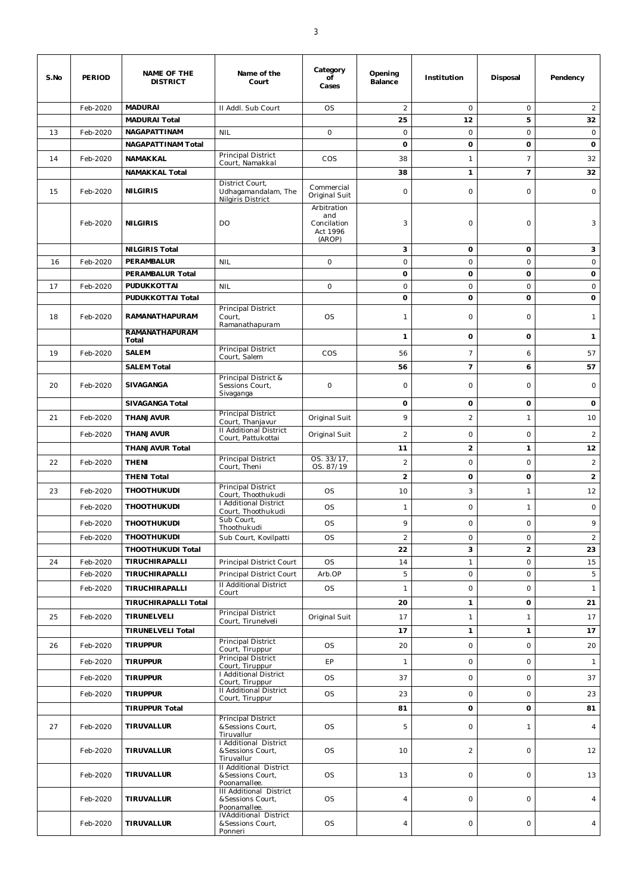| S.No | PERIOD | NAME OF THE DISTRICT | Name of the Court | Category of Cases | Opening Balance | Institution | Disposal | Pendency |
|---|---|---|---|---|---|---|---|---|
| | Feb-2020 | **MADURAI** | II Addl. Sub Court | OS | 2 | 0 | 0 | 2 |
| | | **MADURAI Total** | | | **25** | **12** | **5** | **32** |
| 13 | Feb-2020 | **NAGAPATTINAM** | NIL | 0 | 0 | 0 | 0 | 0 |
| | | **NAGAPATTINAM Total** | | | **0** | **0** | **0** | **0** |
| 14 | Feb-2020 | **NAMAKKAL** | Principal District Court, Namakkal | COS | 38 | 1 | 7 | 32 |
| | | **NAMAKKAL Total** | | | **38** | **1** | **7** | **32** |
| 15 | Feb-2020 | **NILGIRIS** | District Court, Udhagamandalam, The Nilgiris District | Commercial Original Suit | 0 | 0 | 0 | 0 |
| | Feb-2020 | **NILGIRIS** | DO | Arbitration and Concilation Act 1996 (AROP) | 3 | 0 | 0 | 3 |
| | | **NILGIRIS Total** | | | **3** | **0** | **0** | **3** |
| 16 | Feb-2020 | **PERAMBALUR** | NIL | 0 | 0 | 0 | 0 | 0 |
| | | **PERAMBALUR Total** | | | **0** | **0** | **0** | **0** |
| 17 | Feb-2020 | **PUDUKKOTTAI** | NIL | 0 | 0 | 0 | 0 | 0 |
| | | **PUDUKKOTTAI Total** | | | **0** | **0** | **0** | **0** |
| 18 | Feb-2020 | **RAMANATHAPURAM** | Principal District Court, Ramanathapuram | OS | 1 | 0 | 0 | 1 |
| | | **RAMANATHAPURAM Total** | | | **1** | **0** | **0** | **1** |
| 19 | Feb-2020 | **SALEM** | Principal District Court, Salem | COS | 56 | 7 | 6 | 57 |
| | | **SALEM Total** | | | **56** | **7** | **6** | **57** |
| 20 | Feb-2020 | **SIVAGANGA** | Principal District & Sessions Court, Sivaganga | 0 | 0 | 0 | 0 | 0 |
| | | **SIVAGANGA Total** | | | **0** | **0** | **0** | **0** |
| 21 | Feb-2020 | **THANJAVUR** | Principal District Court, Thanjavur | Original Suit | 9 | 2 | 1 | 10 |
| | Feb-2020 | **THANJAVUR** | II Additional District Court, Pattukottai | Original Suit | 2 | 0 | 0 | 2 |
| | | **THANJAVUR Total** | | | **11** | **2** | **1** | **12** |
| 22 | Feb-2020 | **THENI** | Principal District Court, Theni | OS. 33/17, OS. 87/19 | 2 | 0 | 0 | 2 |
| | | **THENI Total** | | | **2** | **0** | **0** | **2** |
| 23 | Feb-2020 | **THOOTHUKUDI** | Principal District Court, Thoothukudi | OS | 10 | 3 | 1 | 12 |
| | Feb-2020 | **THOOTHUKUDI** | I Additional District Court, Thoothukudi | OS | 1 | 0 | 1 | 0 |
| | Feb-2020 | **THOOTHUKUDI** | Sub Court, Thoothukudi | OS | 9 | 0 | 0 | 9 |
| | Feb-2020 | **THOOTHUKUDI** | Sub Court, Kovilpatti | OS | 2 | 0 | 0 | 2 |
| | | **THOOTHUKUDI Total** | | | **22** | **3** | **2** | **23** |
| 24 | Feb-2020 | **TIRUCHIRAPALLI** | Principal District Court | OS | 14 | 1 | 0 | 15 |
| | Feb-2020 | **TIRUCHIRAPALLI** | Principal District Court | Arb.OP | 5 | 0 | 0 | 5 |
| | Feb-2020 | **TIRUCHIRAPALLI** | II Additional District Court | OS | 1 | 0 | 0 | 1 |
| | | **TIRUCHIRAPALLI Total** | | | **20** | **1** | **0** | **21** |
| 25 | Feb-2020 | **TIRUNELVELI** | Principal District Court, Tirunelveli | Original Suit | 17 | 1 | 1 | 17 |
| | | **TIRUNELVELI Total** | | | **17** | **1** | **1** | **17** |
| 26 | Feb-2020 | **TIRUPPUR** | Principal District Court, Tiruppur | OS | 20 | 0 | 0 | 20 |
| | Feb-2020 | **TIRUPPUR** | Principal District Court, Tiruppur | EP | 1 | 0 | 0 | 1 |
| | Feb-2020 | **TIRUPPUR** | I Additional District Court, Tiruppur | OS | 37 | 0 | 0 | 37 |
| | Feb-2020 | **TIRUPPUR** | II Additional District Court, Tiruppur | OS | 23 | 0 | 0 | 23 |
| | | **TIRUPPUR Total** | | | **81** | **0** | **0** | **81** |
| 27 | Feb-2020 | **TIRUVALLUR** | Principal District &Sessions Court, Tiruvallur | OS | 5 | 0 | 1 | 4 |
| | Feb-2020 | **TIRUVALLUR** | I Additional District &Sessions Court, Tiruvallur | OS | 10 | 2 | 0 | 12 |
| | Feb-2020 | **TIRUVALLUR** | II Additional District &Sessions Court, Poonamallee. | OS | 13 | 0 | 0 | 13 |
| | Feb-2020 | **TIRUVALLUR** | III Additional District &Sessions Court, Poonamallee. | OS | 4 | 0 | 0 | 4 |
| | Feb-2020 | **TIRUVALLUR** | IVAdditional District &Sessions Court, Ponneri | OS | 4 | 0 | 0 | 4 |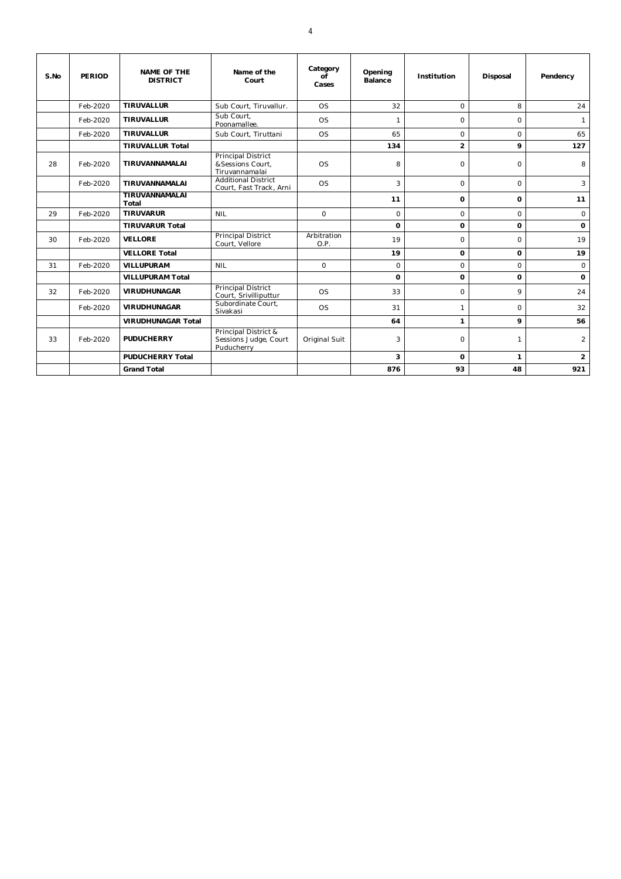| S.No | PERIOD | NAME OF THE DISTRICT | Name of the Court | Category of Cases | Opening Balance | Institution | Disposal | Pendency |
|---|---|---|---|---|---|---|---|---|
| | Feb-2020 | **TIRUVALLUR** | Sub Court, Tiruvallur. | OS | 32 | 0 | 8 | 24 |
| | Feb-2020 | **TIRUVALLUR** | Sub Court, Poonamallee. | OS | 1 | 0 | 0 | 1 |
| | Feb-2020 | **TIRUVALLUR** | Sub Court, Tiruttani | OS | 65 | 0 | 0 | 65 |
| | | **TIRUVALLUR Total** | | | **134** | **2** | **9** | **127** |
| 28 | Feb-2020 | **TIRUVANNAMALAI** | Principal District &Sessions Court, Tiruvannamalai | OS | 8 | 0 | 0 | 8 |
| | Feb-2020 | **TIRUVANNAMALAI** | Additional District Court, Fast Track, Arni | OS | 3 | 0 | 0 | 3 |
| | | **TIRUVANNAMALAI Total** | | | **11** | **0** | **0** | **11** |
| 29 | Feb-2020 | **TIRUVARUR** | NIL | 0 | 0 | 0 | 0 | 0 |
| | | **TIRUVARUR Total** | | | **0** | **0** | **0** | **0** |
| 30 | Feb-2020 | **VELLORE** | Principal District Court, Vellore | Arbitration O.P. | 19 | 0 | 0 | 19 |
| | | **VELLORE Total** | | | **19** | **0** | **0** | **19** |
| 31 | Feb-2020 | **VILLUPURAM** | NIL | 0 | 0 | 0 | 0 | 0 |
| | | **VILLUPURAM Total** | | | **0** | **0** | **0** | **0** |
| 32 | Feb-2020 | **VIRUDHUNAGAR** | Principal District Court, Srivilliputtur | OS | 33 | 0 | 9 | 24 |
| | Feb-2020 | **VIRUDHUNAGAR** | Subordinate Court, Sivakasi | OS | 31 | 1 | 0 | 32 |
| | | **VIRUDHUNAGAR Total** | | | **64** | **1** | **9** | **56** |
| 33 | Feb-2020 | **PUDUCHERRY** | Principal District & Sessions Judge, Court Puducherry | Original Suit | 3 | 0 | 1 | 2 |
| | | **PUDUCHERRY Total** | | | **3** | **0** | **1** | **2** |
| | | **Grand Total** | | | **876** | **93** | **48** | **921** |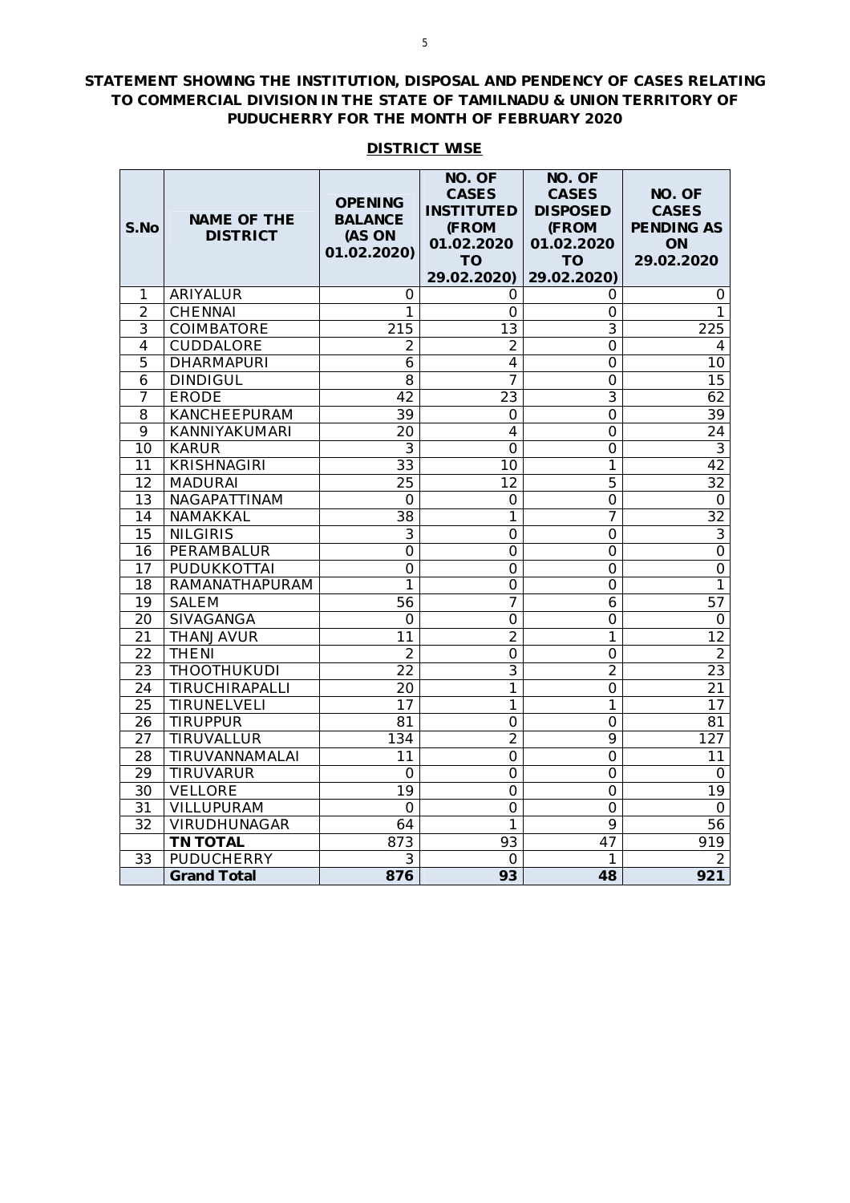**STATEMENT SHOWING THE INSTITUTION, DISPOSAL AND PENDENCY OF CASES RELATING TO COMMERCIAL DIVISION IN THE STATE OF TAMILNADU & UNION TERRITORY OF PUDUCHERRY FOR THE MONTH OF FEBRUARY 2020**

**DISTRICT WISE**

| S.No | NAME OF THE DISTRICT | OPENING BALANCE (AS ON 01.02.2020) | NO. OF CASES INSTITUTED (FROM 01.02.2020 TO 29.02.2020) | NO. OF CASES DISPOSED (FROM 01.02.2020 TO 29.02.2020) | NO. OF CASES PENDING AS ON 29.02.2020 |
|---|---|---|---|---|---|
| 1 | ARIYALUR | 0 | 0 | 0 | 0 |
| 2 | CHENNAI | 1 | 0 | 0 | 1 |
| 3 | COIMBATORE | 215 | 13 | 3 | 225 |
| 4 | CUDDALORE | 2 | 2 | 0 | 4 |
| 5 | DHARMAPURI | 6 | 4 | 0 | 10 |
| 6 | DINDIGUL | 8 | 7 | 0 | 15 |
| 7 | ERODE | 42 | 23 | 3 | 62 |
| 8 | KANCHEEPURAM | 39 | 0 | 0 | 39 |
| 9 | KANNIYAKUMARI | 20 | 4 | 0 | 24 |
| 10 | KARUR | 3 | 0 | 0 | 3 |
| 11 | KRISHNAGIRI | 33 | 10 | 1 | 42 |
| 12 | MADURAI | 25 | 12 | 5 | 32 |
| 13 | NAGAPATTINAM | 0 | 0 | 0 | 0 |
| 14 | NAMAKKAL | 38 | 1 | 7 | 32 |
| 15 | NILGIRIS | 3 | 0 | 0 | 3 |
| 16 | PERAMBALUR | 0 | 0 | 0 | 0 |
| 17 | PUDUKKOTTAI | 0 | 0 | 0 | 0 |
| 18 | RAMANATHAPURAM | 1 | 0 | 0 | 1 |
| 19 | SALEM | 56 | 7 | 6 | 57 |
| 20 | SIVAGANGA | 0 | 0 | 0 | 0 |
| 21 | THANJAVUR | 11 | 2 | 1 | 12 |
| 22 | THENI | 2 | 0 | 0 | 2 |
| 23 | THOOTHUKUDI | 22 | 3 | 2 | 23 |
| 24 | TIRUCHIRAPALLI | 20 | 1 | 0 | 21 |
| 25 | TIRUNELVELI | 17 | 1 | 1 | 17 |
| 26 | TIRUPPUR | 81 | 0 | 0 | 81 |
| 27 | TIRUVALLUR | 134 | 2 | 9 | 127 |
| 28 | TIRUVANNAMALAI | 11 | 0 | 0 | 11 |
| 29 | TIRUVARUR | 0 | 0 | 0 | 0 |
| 30 | VELLORE | 19 | 0 | 0 | 19 |
| 31 | VILLUPURAM | 0 | 0 | 0 | 0 |
| 32 | VIRUDHUNAGAR | 64 | 1 | 9 | 56 |
| | **TN TOTAL** | 873 | 93 | 47 | 919 |
| 33 | PUDUCHERRY | 3 | 0 | 1 | 2 |
| | **Grand Total** | **876** | **93** | **48** | **921** |